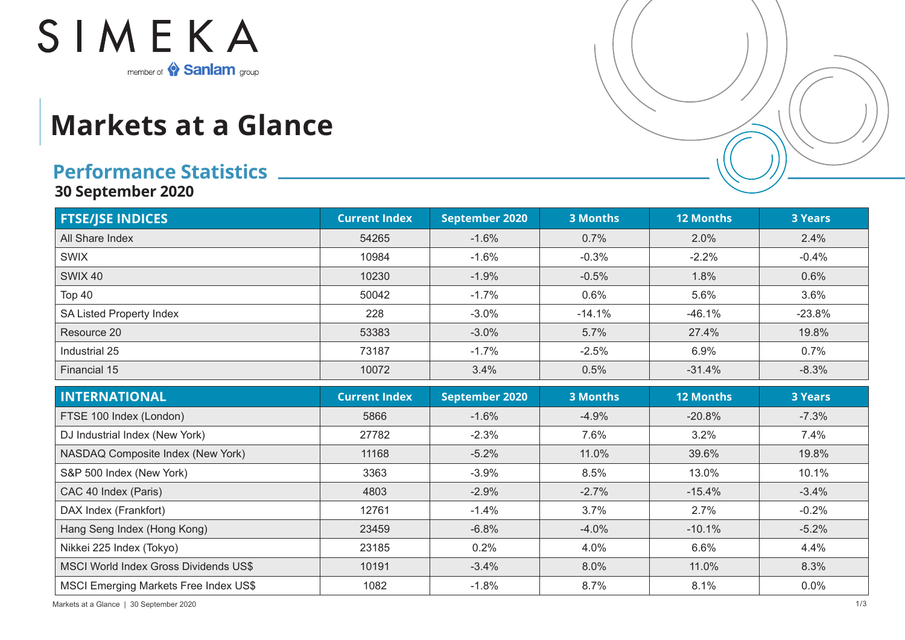SIMEKA

member of Sanlam group

# Markets at a Glance

## Performance Statistics

**30 September 2020**

| FTSE/JSE INDICES | Current Index | September 2020 | 3 Months | 12 Months | 3 Years |
|---|---|---|---|---|---|
| All Share Index | 54265 | -1.6% | 0.7% | 2.0% | 2.4% |
| SWIX | 10984 | -1.6% | -0.3% | -2.2% | -0.4% |
| SWIX 40 | 10230 | -1.9% | -0.5% | 1.8% | 0.6% |
| Top 40 | 50042 | -1.7% | 0.6% | 5.6% | 3.6% |
| SA Listed Property Index | 228 | -3.0% | -14.1% | -46.1% | -23.8% |
| Resource 20 | 53383 | -3.0% | 5.7% | 27.4% | 19.8% |
| Industrial 25 | 73187 | -1.7% | -2.5% | 6.9% | 0.7% |
| Financial 15 | 10072 | 3.4% | 0.5% | -31.4% | -8.3% |

| INTERNATIONAL | Current Index | September 2020 | 3 Months | 12 Months | 3 Years |
|---|---|---|---|---|---|
| FTSE 100 Index (London) | 5866 | -1.6% | -4.9% | -20.8% | -7.3% |
| DJ Industrial Index (New York) | 27782 | -2.3% | 7.6% | 3.2% | 7.4% |
| NASDAQ Composite Index (New York) | 11168 | -5.2% | 11.0% | 39.6% | 19.8% |
| S&P 500 Index (New York) | 3363 | -3.9% | 8.5% | 13.0% | 10.1% |
| CAC 40 Index (Paris) | 4803 | -2.9% | -2.7% | -15.4% | -3.4% |
| DAX Index (Frankfort) | 12761 | -1.4% | 3.7% | 2.7% | -0.2% |
| Hang Seng Index (Hong Kong) | 23459 | -6.8% | -4.0% | -10.1% | -5.2% |
| Nikkei 225 Index (Tokyo) | 23185 | 0.2% | 4.0% | 6.6% | 4.4% |
| MSCI World Index Gross Dividends US$ | 10191 | -3.4% | 8.0% | 11.0% | 8.3% |
| MSCI Emerging Markets Free Index US$ | 1082 | -1.8% | 8.7% | 8.1% | 0.0% |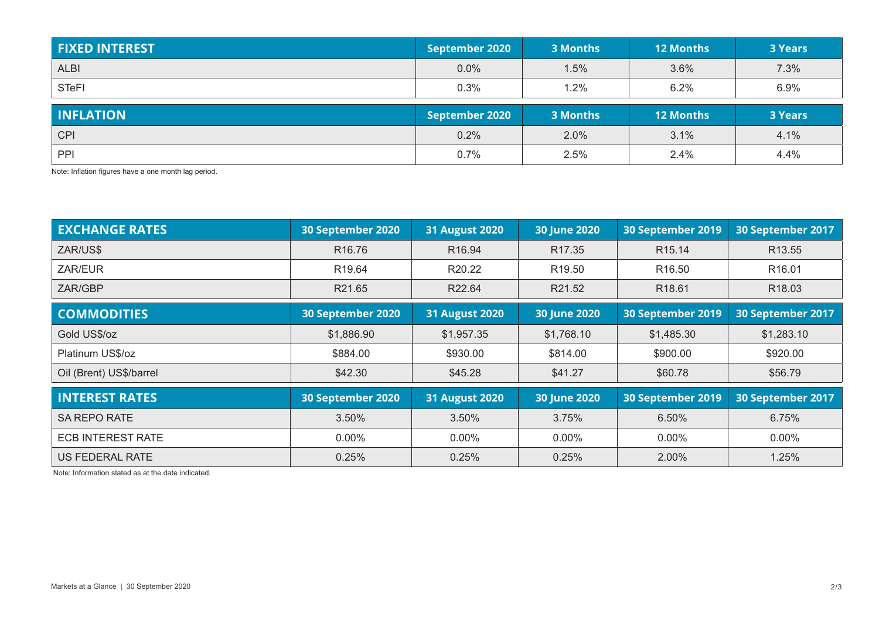| FIXED INTEREST | September 2020 | 3 Months | 12 Months | 3 Years |
|---|---|---|---|---|
| ALBI | 0.0% | 1.5% | 3.6% | 7.3% |
| STeFI | 0.3% | 1.2% | 6.2% | 6.9% |

| INFLATION | September 2020 | 3 Months | 12 Months | 3 Years |
|---|---|---|---|---|
| CPI | 0.2% | 2.0% | 3.1% | 4.1% |
| PPI | 0.7% | 2.5% | 2.4% | 4.4% |

Note: Inflation figures have a one month lag period.

| EXCHANGE RATES | 30 September 2020 | 31 August 2020 | 30 June 2020 | 30 September 2019 | 30 September 2017 |
|---|---|---|---|---|---|
| ZAR/US$ | R16.76 | R16.94 | R17.35 | R15.14 | R13.55 |
| ZAR/EUR | R19.64 | R20.22 | R19.50 | R16.50 | R16.01 |
| ZAR/GBP | R21.65 | R22.64 | R21.52 | R18.61 | R18.03 |

| COMMODITIES | 30 September 2020 | 31 August 2020 | 30 June 2020 | 30 September 2019 | 30 September 2017 |
|---|---|---|---|---|---|
| Gold US$/oz | $1,886.90 | $1,957.35 | $1,768.10 | $1,485.30 | $1,283.10 |
| Platinum US$/oz | $884.00 | $930.00 | $814.00 | $900.00 | $920.00 |
| Oil (Brent) US$/barrel | $42.30 | $45.28 | $41.27 | $60.78 | $56.79 |

| INTEREST RATES | 30 September 2020 | 31 August 2020 | 30 June 2020 | 30 September 2019 | 30 September 2017 |
|---|---|---|---|---|---|
| SA REPO RATE | 3.50% | 3.50% | 3.75% | 6.50% | 6.75% |
| ECB INTEREST RATE | 0.00% | 0.00% | 0.00% | 0.00% | 0.00% |
| US FEDERAL RATE | 0.25% | 0.25% | 0.25% | 2.00% | 1.25% |

Note: Information stated as at the date indicated.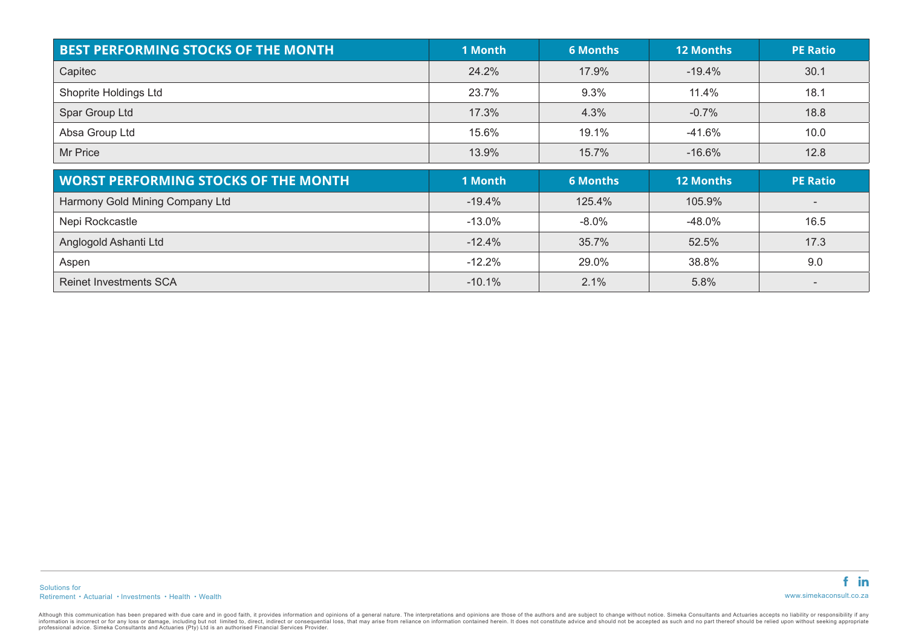| BEST PERFORMING STOCKS OF THE MONTH | 1 Month | 6 Months | 12 Months | PE Ratio |
|---|---|---|---|---|
| Capitec | 24.2% | 17.9% | -19.4% | 30.1 |
| Shoprite Holdings Ltd | 23.7% | 9.3% | 11.4% | 18.1 |
| Spar Group Ltd | 17.3% | 4.3% | -0.7% | 18.8 |
| Absa Group Ltd | 15.6% | 19.1% | -41.6% | 10.0 |
| Mr Price | 13.9% | 15.7% | -16.6% | 12.8 |

| WORST PERFORMING STOCKS OF THE MONTH | 1 Month | 6 Months | 12 Months | PE Ratio |
|---|---|---|---|---|
| Harmony Gold Mining Company Ltd | -19.4% | 125.4% | 105.9% | - |
| Nepi Rockcastle | -13.0% | -8.0% | -48.0% | 16.5 |
| Anglogold Ashanti Ltd | -12.4% | 35.7% | 52.5% | 17.3 |
| Aspen | -12.2% | 29.0% | 38.8% | 9.0 |
| Reinet Investments SCA | -10.1% | 2.1% | 5.8% | - |

Solutions for
Retirement • Actuarial • Investments • Health • Wealth

www.simekaconsult.co.za

Although this communication has been prepared with due care and in good faith, it provides information and opinions of a general nature. The interpretations and opinions are those of the authors and are subject to change without notice. Simeka Consultants and Actuaries accepts no liability or responsibility if any information is incorrect or for any loss or damage, including but not limited to, direct, indirect or consequential loss, that may arise from reliance on information contained herein. It does not constitute advice and should not be accepted as such and no part thereof should be relied upon without seeking appropriate professional advice. Simeka Consultants and Actuaries (Pty) Ltd is an authorised Financial Services Provider.